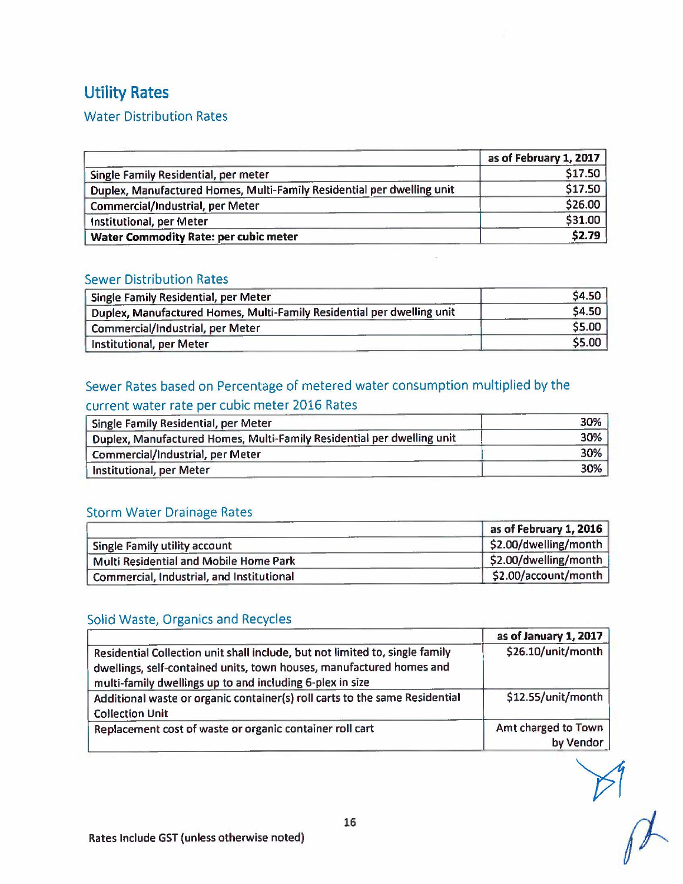# Utility Rates

## Water Distribution Rates

| | as of February 1, 2017 |
|---|---|
| Single Family Residential, per meter | $17.50 |
| Duplex, Manufactured Homes, Multi-Family Residential per dwelling unit | $17.50 |
| Commercial/Industrial, per Meter | $26.00 |
| Institutional, per Meter | $31.00 |
| **Water Commodity Rate: per cubic meter** | **$2.79** |

## Sewer Distribution Rates

| | |
|---|---|
| Single Family Residential, per Meter | $4.50 |
| Duplex, Manufactured Homes, Multi-Family Residential per dwelling unit | $4.50 |
| Commercial/Industrial, per Meter | $5.00 |
| Institutional, per Meter | $5.00 |

## Sewer Rates based on Percentage of metered water consumption multiplied by the current water rate per cubic meter 2016 Rates

| | |
|---|---|
| Single Family Residential, per Meter | 30% |
| Duplex, Manufactured Homes, Multi-Family Residential per dwelling unit | 30% |
| Commercial/Industrial, per Meter | 30% |
| Institutional, per Meter | 30% |

## Storm Water Drainage Rates

| | as of February 1, 2016 |
|---|---|
| Single Family utility account | $2.00/dwelling/month |
| Multi Residential and Mobile Home Park | $2.00/dwelling/month |
| Commercial, Industrial, and Institutional | $2.00/account/month |

## Solid Waste, Organics and Recycles

| | as of January 1, 2017 |
|---|---|
| Residential Collection unit shall include, but not limited to, single family dwellings, self-contained units, town houses, manufactured homes and multi-family dwellings up to and including 6-plex in size | $26.10/unit/month |
| Additional waste or organic container(s) roll carts to the same Residential Collection Unit | $12.55/unit/month |
| Replacement cost of waste or organic container roll cart | Amt charged to Town by Vendor |

Rates Include GST (unless otherwise noted)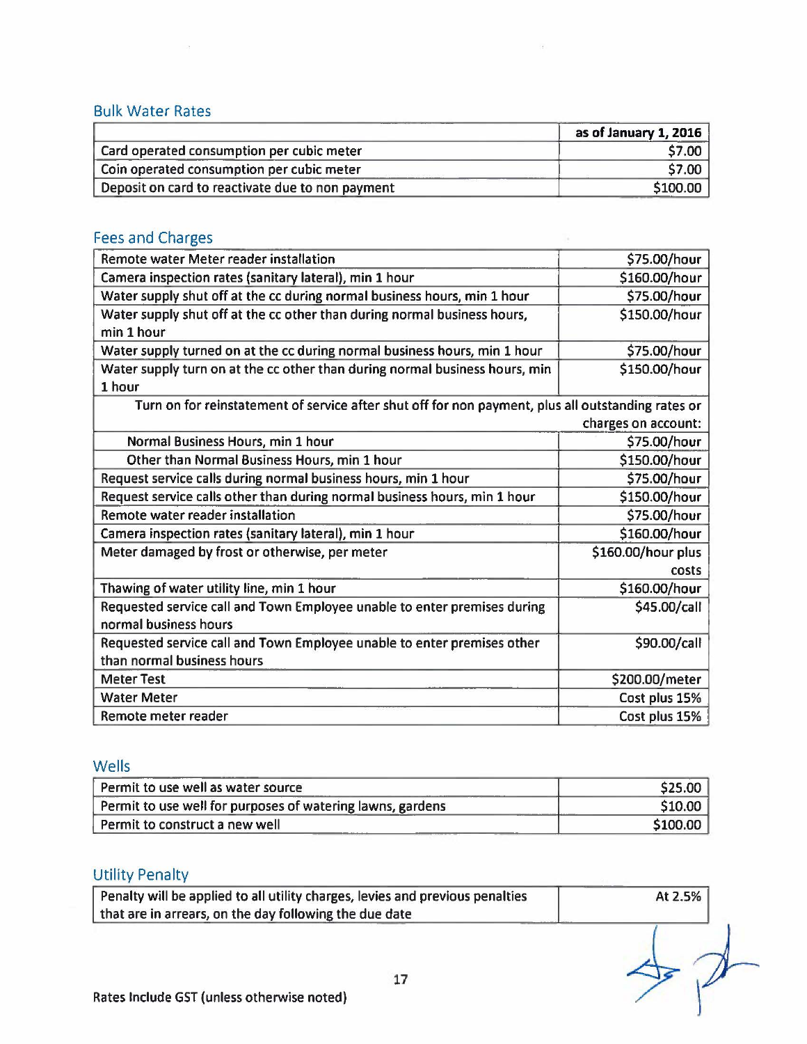## Bulk Water Rates

| | as of January 1, 2016 |
|---|---|
| Card operated consumption per cubic meter | $7.00 |
| Coin operated consumption per cubic meter | $7.00 |
| Deposit on card to reactivate due to non payment | $100.00 |

## Fees and Charges

| | |
|---|---|
| Remote water Meter reader installation | $75.00/hour |
| Camera inspection rates (sanitary lateral), min 1 hour | $160.00/hour |
| Water supply shut off at the cc during normal business hours, min 1 hour | $75.00/hour |
| Water supply shut off at the cc other than during normal business hours, min 1 hour | $150.00/hour |
| Water supply turned on at the cc during normal business hours, min 1 hour | $75.00/hour |
| Water supply turn on at the cc other than during normal business hours, min 1 hour | $150.00/hour |
| Turn on for reinstatement of service after shut off for non payment, plus all outstanding rates or charges on account: | |
| Normal Business Hours, min 1 hour | $75.00/hour |
| Other than Normal Business Hours, min 1 hour | $150.00/hour |
| Request service calls during normal business hours, min 1 hour | $75.00/hour |
| Request service calls other than during normal business hours, min 1 hour | $150.00/hour |
| Remote water reader installation | $75.00/hour |
| Camera inspection rates (sanitary lateral), min 1 hour | $160.00/hour |
| Meter damaged by frost or otherwise, per meter | $160.00/hour plus costs |
| Thawing of water utility line, min 1 hour | $160.00/hour |
| Requested service call and Town Employee unable to enter premises during normal business hours | $45.00/call |
| Requested service call and Town Employee unable to enter premises other than normal business hours | $90.00/call |
| Meter Test | $200.00/meter |
| Water Meter | Cost plus 15% |
| Remote meter reader | Cost plus 15% |

## Wells

| | |
|---|---|
| Permit to use well as water source | $25.00 |
| Permit to use well for purposes of watering lawns, gardens | $10.00 |
| Permit to construct a new well | $100.00 |

## Utility Penalty

| | |
|---|---|
| Penalty will be applied to all utility charges, levies and previous penalties that are in arrears, on the day following the due date | At 2.5% |

Rates Include GST (unless otherwise noted)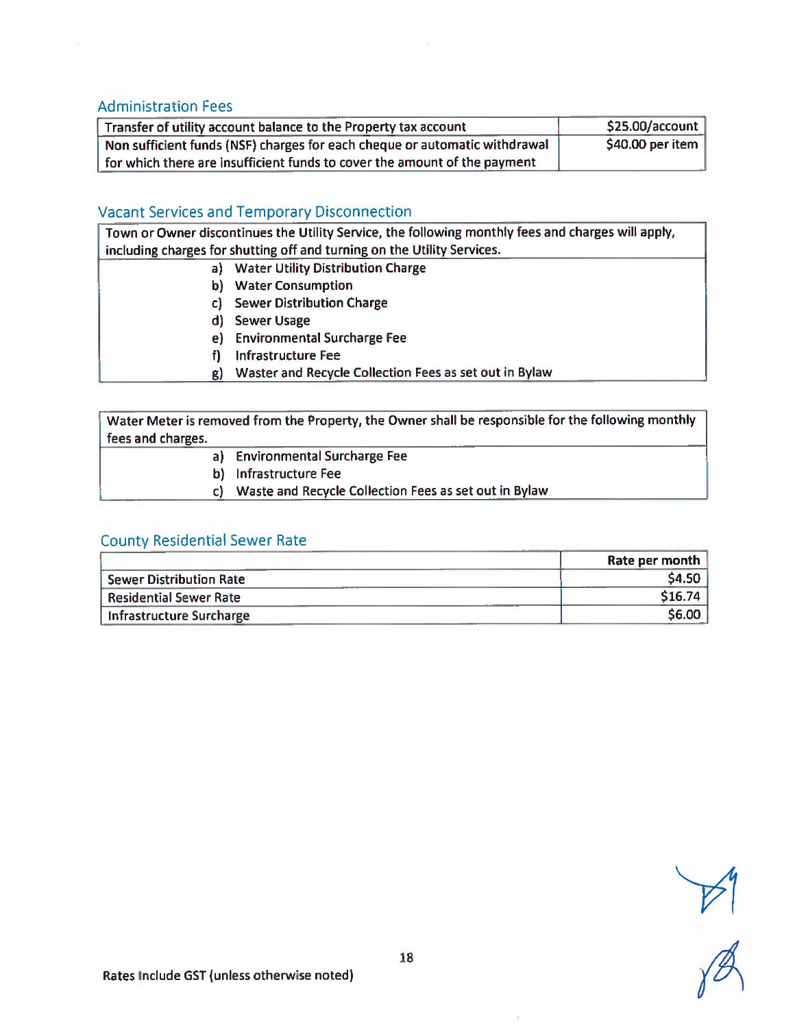### Administration Fees

| | |
|---|---|
| Transfer of utility account balance to the Property tax account | $25.00/account |
| Non sufficient funds (NSF) charges for each cheque or automatic withdrawal for which there are insufficient funds to cover the amount of the payment | $40.00 per item |

### Vacant Services and Temporary Disconnection

| |
|---|
| Town or Owner discontinues the Utility Service, the following monthly fees and charges will apply, including charges for shutting off and turning on the Utility Services. |
| a) Water Utility Distribution Charge<br>b) Water Consumption<br>c) Sewer Distribution Charge<br>d) Sewer Usage<br>e) Environmental Surcharge Fee<br>f) Infrastructure Fee<br>g) Waster and Recycle Collection Fees as set out in Bylaw |

| |
|---|
| Water Meter is removed from the Property, the Owner shall be responsible for the following monthly fees and charges. |
| a) Environmental Surcharge Fee<br>b) Infrastructure Fee<br>c) Waste and Recycle Collection Fees as set out in Bylaw |

### County Residential Sewer Rate

| | Rate per month |
|---|---|
| Sewer Distribution Rate | $4.50 |
| Residential Sewer Rate | $16.74 |
| Infrastructure Surcharge | $6.00 |

Rates Include GST (unless otherwise noted)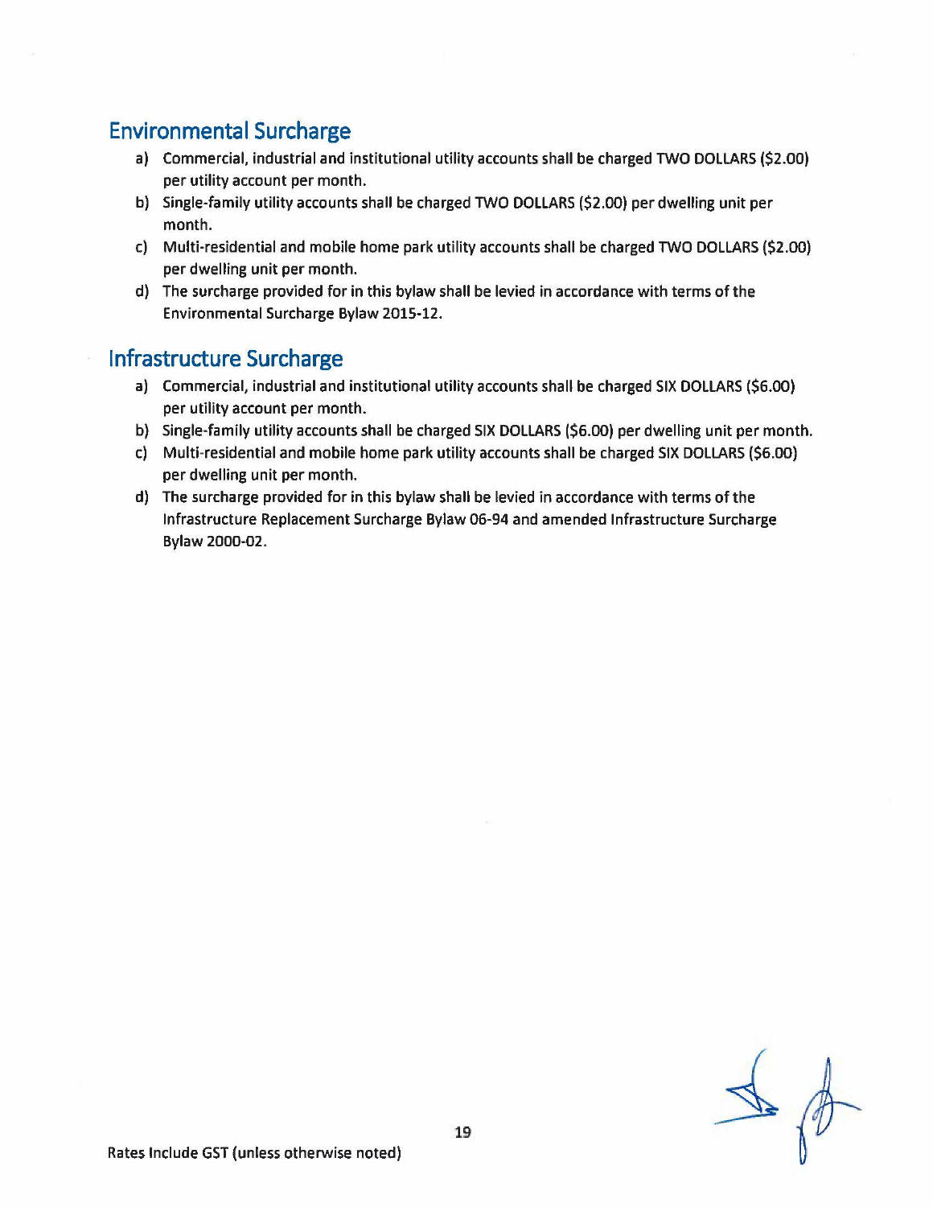## Environmental Surcharge

a) Commercial, industrial and institutional utility accounts shall be charged TWO DOLLARS ($2.00) per utility account per month.

b) Single-family utility accounts shall be charged TWO DOLLARS ($2.00) per dwelling unit per month.

c) Multi-residential and mobile home park utility accounts shall be charged TWO DOLLARS ($2.00) per dwelling unit per month.

d) The surcharge provided for in this bylaw shall be levied in accordance with terms of the Environmental Surcharge Bylaw 2015-12.

## Infrastructure Surcharge

a) Commercial, industrial and institutional utility accounts shall be charged SIX DOLLARS ($6.00) per utility account per month.

b) Single-family utility accounts shall be charged SIX DOLLARS ($6.00) per dwelling unit per month.

c) Multi-residential and mobile home park utility accounts shall be charged SIX DOLLARS ($6.00) per dwelling unit per month.

d) The surcharge provided for in this bylaw shall be levied in accordance with terms of the Infrastructure Replacement Surcharge Bylaw 06-94 and amended Infrastructure Surcharge Bylaw 2000-02.

Rates Include GST (unless otherwise noted)